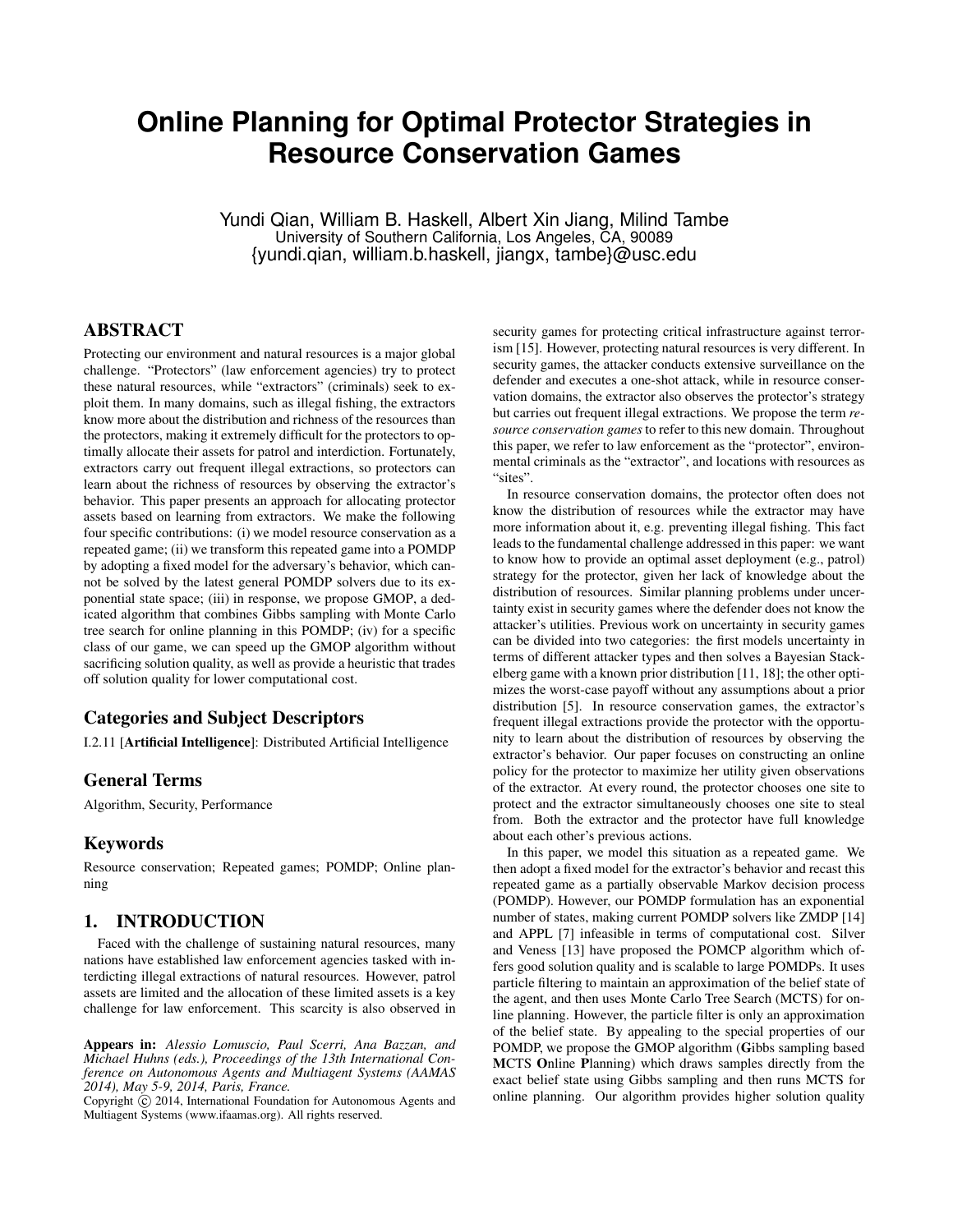# Online Planning for Optimal Protector Strategies in Resource Conservation Games

Yundi Qian, William B. Haskell, Albert Xin Jiang, Milind Tambe
University of Southern California, Los Angeles, CA, 90089
{yundi.qian, william.b.haskell, jiangx, tambe}@usc.edu

## ABSTRACT

Protecting our environment and natural resources is a major global challenge. "Protectors" (law enforcement agencies) try to protect these natural resources, while "extractors" (criminals) seek to exploit them. In many domains, such as illegal fishing, the extractors know more about the distribution and richness of the resources than the protectors, making it extremely difficult for the protectors to optimally allocate their assets for patrol and interdiction. Fortunately, extractors carry out frequent illegal extractions, so protectors can learn about the richness of resources by observing the extractor's behavior. This paper presents an approach for allocating protector assets based on learning from extractors. We make the following four specific contributions: (i) we model resource conservation as a repeated game; (ii) we transform this repeated game into a POMDP by adopting a fixed model for the adversary's behavior, which cannot be solved by the latest general POMDP solvers due to its exponential state space; (iii) in response, we propose GMOP, a dedicated algorithm that combines Gibbs sampling with Monte Carlo tree search for online planning in this POMDP; (iv) for a specific class of our game, we can speed up the GMOP algorithm without sacrificing solution quality, as well as provide a heuristic that trades off solution quality for lower computational cost.

## Categories and Subject Descriptors

I.2.11 [**Artificial Intelligence**]: Distributed Artificial Intelligence

## General Terms

Algorithm, Security, Performance

## Keywords

Resource conservation; Repeated games; POMDP; Online planning

## 1. INTRODUCTION

Faced with the challenge of sustaining natural resources, many nations have established law enforcement agencies tasked with interdicting illegal extractions of natural resources. However, patrol assets are limited and the allocation of these limited assets is a key challenge for law enforcement. This scarcity is also observed in security games for protecting critical infrastructure against terrorism [15]. However, protecting natural resources is very different. In security games, the attacker conducts extensive surveillance on the defender and executes a one-shot attack, while in resource conservation domains, the extractor also observes the protector's strategy but carries out frequent illegal extractions. We propose the term *resource conservation games* to refer to this new domain. Throughout this paper, we refer to law enforcement as the "protector", environmental criminals as the "extractor", and locations with resources as "sites".

In resource conservation domains, the protector often does not know the distribution of resources while the extractor may have more information about it, e.g. preventing illegal fishing. This fact leads to the fundamental challenge addressed in this paper: we want to know how to provide an optimal asset deployment (e.g., patrol) strategy for the protector, given her lack of knowledge about the distribution of resources. Similar planning problems under uncertainty exist in security games where the defender does not know the attacker's utilities. Previous work on uncertainty in security games can be divided into two categories: the first models uncertainty in terms of different attacker types and then solves a Bayesian Stackelberg game with a known prior distribution [11, 18]; the other optimizes the worst-case payoff without any assumptions about a prior distribution [5]. In resource conservation games, the extractor's frequent illegal extractions provide the protector with the opportunity to learn about the distribution of resources by observing the extractor's behavior. Our paper focuses on constructing an online policy for the protector to maximize her utility given observations of the extractor. At every round, the protector chooses one site to protect and the extractor simultaneously chooses one site to steal from. Both the extractor and the protector have full knowledge about each other's previous actions.

In this paper, we model this situation as a repeated game. We then adopt a fixed model for the extractor's behavior and recast this repeated game as a partially observable Markov decision process (POMDP). However, our POMDP formulation has an exponential number of states, making current POMDP solvers like ZMDP [14] and APPL [7] infeasible in terms of computational cost. Silver and Veness [13] have proposed the POMCP algorithm which offers good solution quality and is scalable to large POMDPs. It uses particle filtering to maintain an approximation of the belief state of the agent, and then uses Monte Carlo Tree Search (MCTS) for online planning. However, the particle filter is only an approximation of the belief state. By appealing to the special properties of our POMDP, we propose the GMOP algorithm (**G**ibbs sampling based **M**CTS **O**nline **P**lanning) which draws samples directly from the exact belief state using Gibbs sampling and then runs MCTS for online planning. Our algorithm provides higher solution quality

**Appears in:** *Alessio Lomuscio, Paul Scerri, Ana Bazzan, and Michael Huhns (eds.), Proceedings of the 13th International Conference on Autonomous Agents and Multiagent Systems (AAMAS 2014), May 5-9, 2014, Paris, France.*
Copyright © 2014, International Foundation for Autonomous Agents and Multiagent Systems (www.ifaamas.org). All rights reserved.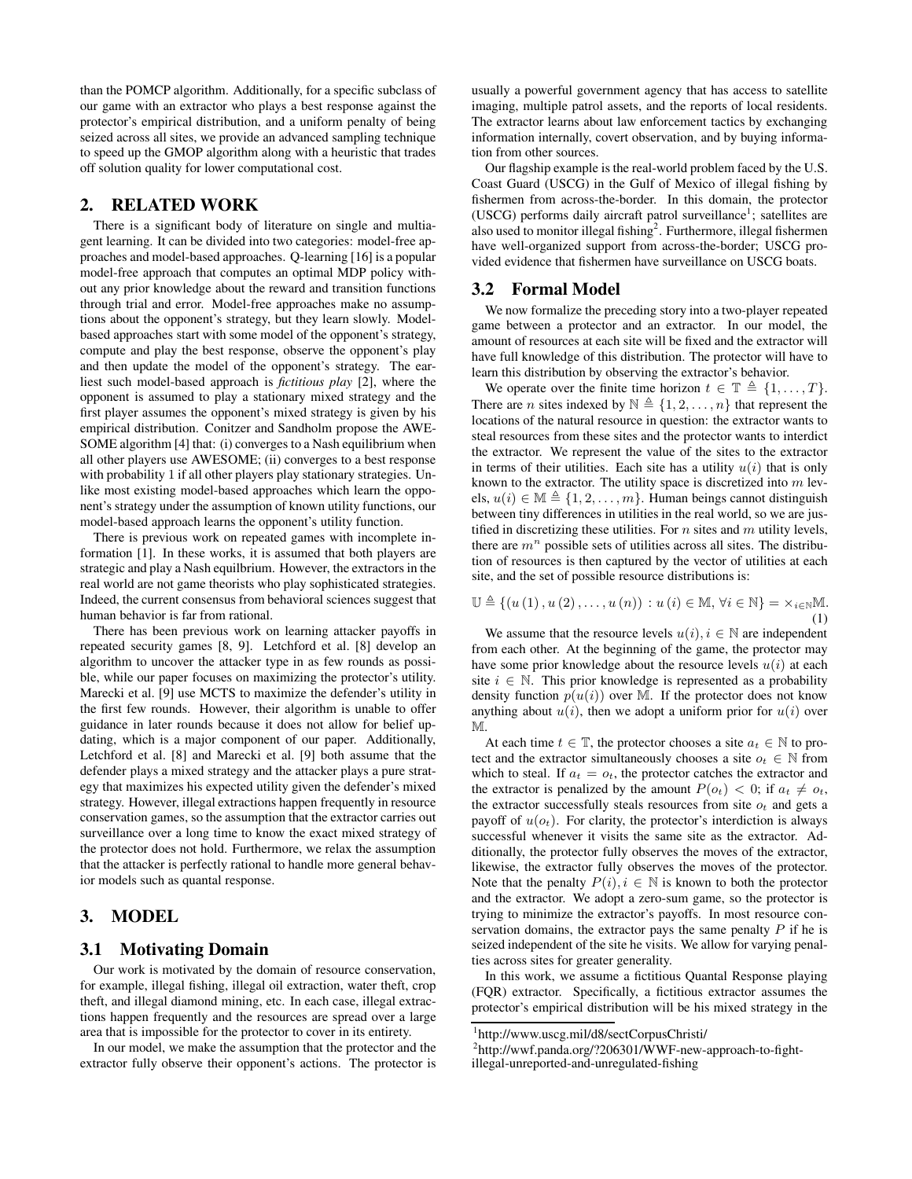than the POMCP algorithm. Additionally, for a specific subclass of our game with an extractor who plays a best response against the protector's empirical distribution, and a uniform penalty of being seized across all sites, we provide an advanced sampling technique to speed up the GMOP algorithm along with a heuristic that trades off solution quality for lower computational cost.

## 2. RELATED WORK

There is a significant body of literature on single and multiagent learning. It can be divided into two categories: model-free approaches and model-based approaches. Q-learning [16] is a popular model-free approach that computes an optimal MDP policy without any prior knowledge about the reward and transition functions through trial and error. Model-free approaches make no assumptions about the opponent's strategy, but they learn slowly. Model-based approaches start with some model of the opponent's strategy, compute and play the best response, observe the opponent's play and then update the model of the opponent's strategy. The earliest such model-based approach is *fictitious play* [2], where the opponent is assumed to play a stationary mixed strategy and the first player assumes the opponent's mixed strategy is given by his empirical distribution. Conitzer and Sandholm propose the AWESOME algorithm [4] that: (i) converges to a Nash equilibrium when all other players use AWESOME; (ii) converges to a best response with probability 1 if all other players play stationary strategies. Unlike most existing model-based approaches which learn the opponent's strategy under the assumption of known utility functions, our model-based approach learns the opponent's utility function.

There is previous work on repeated games with incomplete information [1]. In these works, it is assumed that both players are strategic and play a Nash equilbrium. However, the extractors in the real world are not game theorists who play sophisticated strategies. Indeed, the current consensus from behavioral sciences suggest that human behavior is far from rational.

There has been previous work on learning attacker payoffs in repeated security games [8, 9]. Letchford et al. [8] develop an algorithm to uncover the attacker type in as few rounds as possible, while our paper focuses on maximizing the protector's utility. Marecki et al. [9] use MCTS to maximize the defender's utility in the first few rounds. However, their algorithm is unable to offer guidance in later rounds because it does not allow for belief updating, which is a major component of our paper. Additionally, Letchford et al. [8] and Marecki et al. [9] both assume that the defender plays a mixed strategy and the attacker plays a pure strategy that maximizes his expected utility given the defender's mixed strategy. However, illegal extractions happen frequently in resource conservation games, so the assumption that the extractor carries out surveillance over a long time to know the exact mixed strategy of the protector does not hold. Furthermore, we relax the assumption that the attacker is perfectly rational to handle more general behavior models such as quantal response.

## 3. MODEL

### 3.1 Motivating Domain

Our work is motivated by the domain of resource conservation, for example, illegal fishing, illegal oil extraction, water theft, crop theft, and illegal diamond mining, etc. In each case, illegal extractions happen frequently and the resources are spread over a large area that is impossible for the protector to cover in its entirety.

In our model, we make the assumption that the protector and the extractor fully observe their opponent's actions. The protector is usually a powerful government agency that has access to satellite imaging, multiple patrol assets, and the reports of local residents. The extractor learns about law enforcement tactics by exchanging information internally, covert observation, and by buying information from other sources.

Our flagship example is the real-world problem faced by the U.S. Coast Guard (USCG) in the Gulf of Mexico of illegal fishing by fishermen from across-the-border. In this domain, the protector (USCG) performs daily aircraft patrol surveillance[1]; satellites are also used to monitor illegal fishing[2]. Furthermore, illegal fishermen have well-organized support from across-the-border; USCG provided evidence that fishermen have surveillance on USCG boats.

### 3.2 Formal Model

We now formalize the preceding story into a two-player repeated game between a protector and an extractor. In our model, the amount of resources at each site will be fixed and the extractor will have full knowledge of this distribution. The protector will have to learn this distribution by observing the extractor's behavior.

We operate over the finite time horizon $t \in \mathbb{T} \triangleq \{1, \ldots, T\}$. There are $n$ sites indexed by $\mathbb{N} \triangleq \{1, 2, \ldots, n\}$ that represent the locations of the natural resource in question: the extractor wants to steal resources from these sites and the protector wants to interdict the extractor. We represent the value of the sites to the extractor in terms of their utilities. Each site has a utility $u(i)$ that is only known to the extractor. The utility space is discretized into $m$ levels, $u(i) \in \mathbb{M} \triangleq \{1, 2, \ldots, m\}$. Human beings cannot distinguish between tiny differences in utilities in the real world, so we are justified in discretizing these utilities. For $n$ sites and $m$ utility levels, there are $m^n$ possible sets of utilities across all sites. The distribution of resources is then captured by the vector of utilities at each site, and the set of possible resource distributions is:

$$\mathbb{U} \triangleq \{(u(1), u(2), \ldots, u(n)) : u(i) \in \mathbb{M}, \forall i \in \mathbb{N}\} = \times_{i \in \mathbb{N}} \mathbb{M}. \quad (1)$$

We assume that the resource levels $u(i), i \in \mathbb{N}$ are independent from each other. At the beginning of the game, the protector may have some prior knowledge about the resource levels $u(i)$ at each site $i \in \mathbb{N}$. This prior knowledge is represented as a probability density function $p(u(i))$ over $\mathbb{M}$. If the protector does not know anything about $u(i)$, then we adopt a uniform prior for $u(i)$ over $\mathbb{M}$.

At each time $t \in \mathbb{T}$, the protector chooses a site $a_t \in \mathbb{N}$ to protect and the extractor simultaneously chooses a site $o_t \in \mathbb{N}$ from which to steal. If $a_t = o_t$, the protector catches the extractor and the extractor is penalized by the amount $P(o_t) < 0$; if $a_t \neq o_t$, the extractor successfully steals resources from site $o_t$ and gets a payoff of $u(o_t)$. For clarity, the protector's interdiction is always successful whenever it visits the same site as the extractor. Additionally, the protector fully observes the moves of the extractor, likewise, the extractor fully observes the moves of the protector. Note that the penalty $P(i), i \in \mathbb{N}$ is known to both the protector and the extractor. We adopt a zero-sum game, so the protector is trying to minimize the extractor's payoffs. In most resource conservation domains, the extractor pays the same penalty $P$ if he is seized independent of the site he visits. We allow for varying penalties across sites for greater generality.

In this work, we assume a fictitious Quantal Response playing (FQR) extractor. Specifically, a fictitious extractor assumes the protector's empirical distribution will be his mixed strategy in the

[1] http://www.uscg.mil/d8/sectCorpusChristi/

[2] http://wwf.panda.org/?206301/WWF-new-approach-to-fight-illegal-unreported-and-unregulated-fishing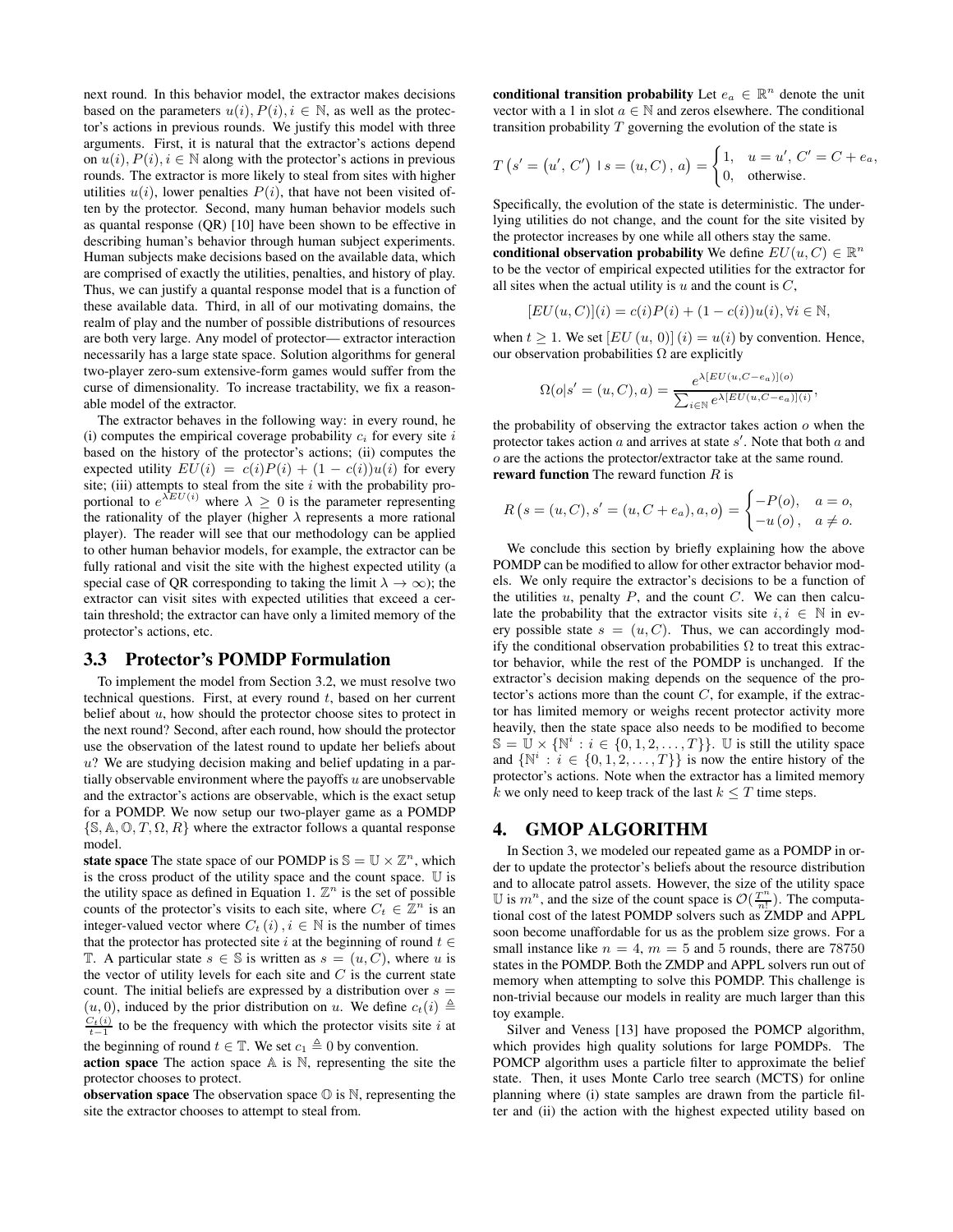next round. In this behavior model, the extractor makes decisions based on the parameters $u(i), P(i), i \in \mathbb{N}$, as well as the protector's actions in previous rounds. We justify this model with three arguments. First, it is natural that the extractor's actions depend on $u(i), P(i), i \in \mathbb{N}$ along with the protector's actions in previous rounds. The extractor is more likely to steal from sites with higher utilities $u(i)$, lower penalties $P(i)$, that have not been visited often by the protector. Second, many human behavior models such as quantal response (QR) [10] have been shown to be effective in describing human's behavior through human subject experiments. Human subjects make decisions based on the available data, which are comprised of exactly the utilities, penalties, and history of play. Thus, we can justify a quantal response model that is a function of these available data. Third, in all of our motivating domains, the realm of play and the number of possible distributions of resources are both very large. Any model of protector— extractor interaction necessarily has a large state space. Solution algorithms for general two-player zero-sum extensive-form games would suffer from the curse of dimensionality. To increase tractability, we fix a reasonable model of the extractor.

The extractor behaves in the following way: in every round, he (i) computes the empirical coverage probability $c_i$ for every site $i$ based on the history of the protector's actions; (ii) computes the expected utility $EU(i) = c(i)P(i) + (1 - c(i))u(i)$ for every site; (iii) attempts to steal from the site $i$ with the probability proportional to $e^{\lambda EU(i)}$ where $\lambda \geq 0$ is the parameter representing the rationality of the player (higher $\lambda$ represents a more rational player). The reader will see that our methodology can be applied to other human behavior models, for example, the extractor can be fully rational and visit the site with the highest expected utility (a special case of QR corresponding to taking the limit $\lambda \to \infty$); the extractor can visit sites with expected utilities that exceed a certain threshold; the extractor can have only a limited memory of the protector's actions, etc.

## 3.3 Protector's POMDP Formulation

To implement the model from Section 3.2, we must resolve two technical questions. First, at every round $t$, based on her current belief about $u$, how should the protector choose sites to protect in the next round? Second, after each round, how should the protector use the observation of the latest round to update her beliefs about $u$? We are studying decision making and belief updating in a partially observable environment where the payoffs $u$ are unobservable and the extractor's actions are observable, which is the exact setup for a POMDP. We now setup our two-player game as a POMDP $\{\mathbb{S}, \mathbb{A}, \mathbb{O}, T, \Omega, R\}$ where the extractor follows a quantal response model.

**state space** The state space of our POMDP is $\mathbb{S} = \mathbb{U} \times \mathbb{Z}^n$, which is the cross product of the utility space and the count space. $\mathbb{U}$ is the utility space as defined in Equation 1. $\mathbb{Z}^n$ is the set of possible counts of the protector's visits to each site, where $C_t \in \mathbb{Z}^n$ is an integer-valued vector where $C_t(i), i \in \mathbb{N}$ is the number of times that the protector has protected site $i$ at the beginning of round $t \in \mathbb{T}$. A particular state $s \in \mathbb{S}$ is written as $s = (u, C)$, where $u$ is the vector of utility levels for each site and $C$ is the current state count. The initial beliefs are expressed by a distribution over $s = (u, 0)$, induced by the prior distribution on $u$. We define $c_t(i) \triangleq \frac{C_t(i)}{t-1}$ to be the frequency with which the protector visits site $i$ at the beginning of round $t \in \mathbb{T}$. We set $c_1 \triangleq 0$ by convention.

**action space** The action space $\mathbb{A}$ is $\mathbb{N}$, representing the site the protector chooses to protect.

**observation space** The observation space $\mathbb{O}$ is $\mathbb{N}$, representing the site the extractor chooses to attempt to steal from.

**conditional transition probability** Let $e_a \in \mathbb{R}^n$ denote the unit vector with a 1 in slot $a \in \mathbb{N}$ and zeros elsewhere. The conditional transition probability $T$ governing the evolution of the state is

$$T\left(s' = \left(u', C'\right) \mid s = (u, C), a\right) = \begin{cases} 1, & u = u', C' = C + e_a, \\ 0, & \text{otherwise.} \end{cases}$$

Specifically, the evolution of the state is deterministic. The underlying utilities do not change, and the count for the site visited by the protector increases by one while all others stay the same.

**conditional observation probability** We define $EU(u, C) \in \mathbb{R}^n$ to be the vector of empirical expected utilities for the extractor for all sites when the actual utility is $u$ and the count is $C$,

$$[EU(u, C)](i) = c(i)P(i) + (1 - c(i))u(i), \forall i \in \mathbb{N},$$

when $t \geq 1$. We set $[EU(u, 0)](i) = u(i)$ by convention. Hence, our observation probabilities $\Omega$ are explicitly

$$\Omega(o|s' = (u, C), a) = \frac{e^{\lambda[EU(u, C - e_a)](o)}}{\sum_{i \in \mathbb{N}} e^{\lambda[EU(u, C - e_a)](i)}},$$

the probability of observing the extractor takes action $o$ when the protector takes action $a$ and arrives at state $s'$. Note that both $a$ and $o$ are the actions the protector/extractor take at the same round.

**reward function** The reward function $R$ is

$$R\left(s = (u, C), s' = (u, C + e_a), a, o\right) = \begin{cases} -P(o), & a = o, \\ -u(o), & a \neq o. \end{cases}$$

We conclude this section by briefly explaining how the above POMDP can be modified to allow for other extractor behavior models. We only require the extractor's decisions to be a function of the utilities $u$, penalty $P$, and the count $C$. We can then calculate the probability that the extractor visits site $i, i \in \mathbb{N}$ in every possible state $s = (u, C)$. Thus, we can accordingly modify the conditional observation probabilities $\Omega$ to treat this extractor behavior, while the rest of the POMDP is unchanged. If the extractor's decision making depends on the sequence of the protector's actions more than the count $C$, for example, if the extractor has limited memory or weighs recent protector activity more heavily, then the state space also needs to be modified to become $\mathbb{S} = \mathbb{U} \times \{\mathbb{N}^i : i \in \{0, 1, 2, \ldots, T\}\}$. $\mathbb{U}$ is still the utility space and $\{\mathbb{N}^i : i \in \{0, 1, 2, \ldots, T\}\}$ is now the entire history of the protector's actions. Note when the extractor has a limited memory $k$ we only need to keep track of the last $k \leq T$ time steps.

# 4. GMOP ALGORITHM

In Section 3, we modeled our repeated game as a POMDP in order to update the protector's beliefs about the resource distribution and to allocate patrol assets. However, the size of the utility space $\mathbb{U}$ is $m^n$, and the size of the count space is $\mathcal{O}(\frac{T^n}{n!})$. The computational cost of the latest POMDP solvers such as ZMDP and APPL soon become unaffordable for us as the problem size grows. For a small instance like $n = 4$, $m = 5$ and 5 rounds, there are 78750 states in the POMDP. Both the ZMDP and APPL solvers run out of memory when attempting to solve this POMDP. This challenge is non-trivial because our models in reality are much larger than this toy example.

Silver and Veness [13] have proposed the POMCP algorithm, which provides high quality solutions for large POMDPs. The POMCP algorithm uses a particle filter to approximate the belief state. Then, it uses Monte Carlo tree search (MCTS) for online planning where (i) state samples are drawn from the particle filter and (ii) the action with the highest expected utility based on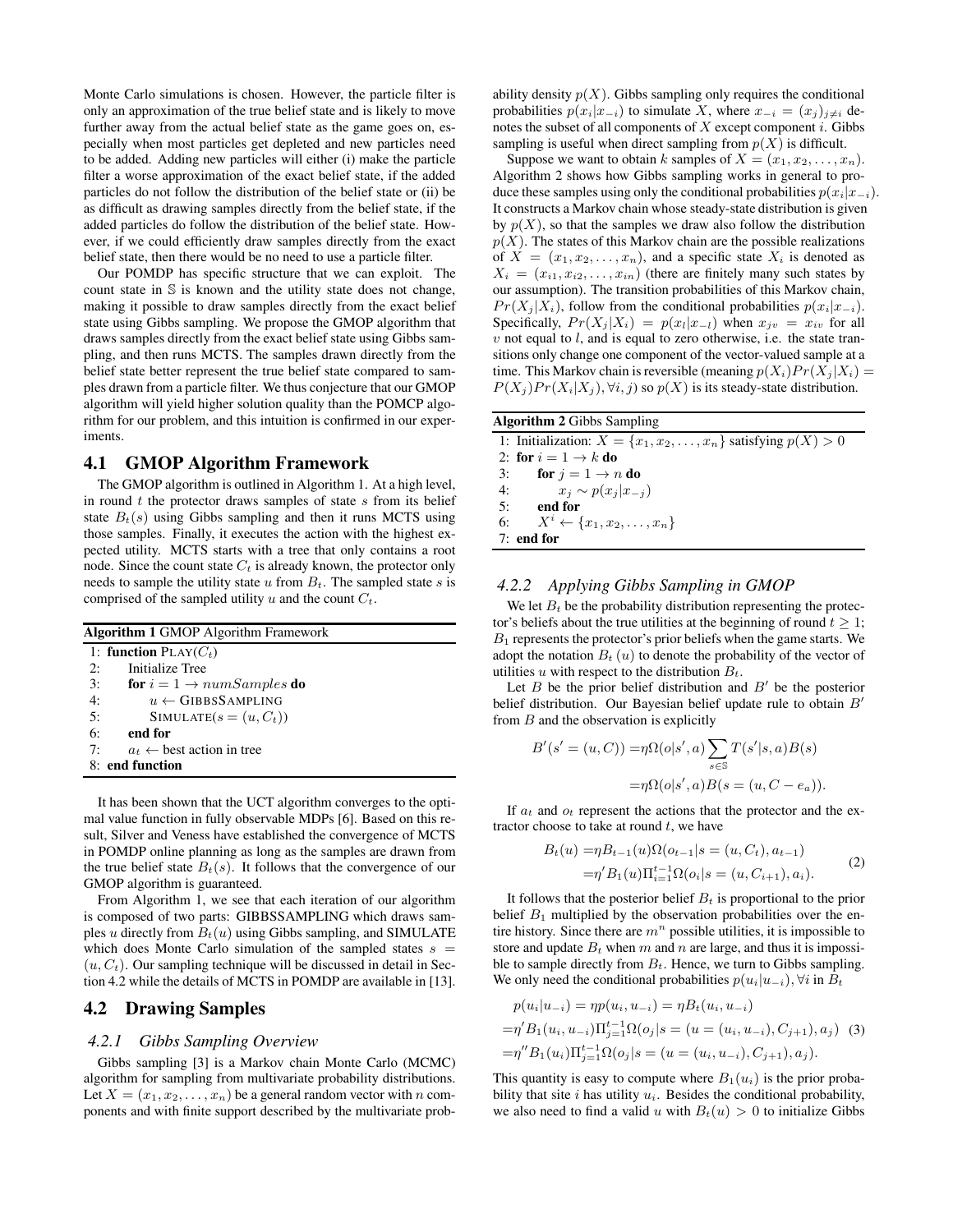Monte Carlo simulations is chosen. However, the particle filter is only an approximation of the true belief state and is likely to move further away from the actual belief state as the game goes on, especially when most particles get depleted and new particles need to be added. Adding new particles will either (i) make the particle filter a worse approximation of the exact belief state, if the added particles do not follow the distribution of the belief state or (ii) be as difficult as drawing samples directly from the belief state, if the added particles do follow the distribution of the belief state. However, if we could efficiently draw samples directly from the exact belief state, then there would be no need to use a particle filter.

Our POMDP has specific structure that we can exploit. The count state in $\mathbb{S}$ is known and the utility state does not change, making it possible to draw samples directly from the exact belief state using Gibbs sampling. We propose the GMOP algorithm that draws samples directly from the exact belief state using Gibbs sampling, and then runs MCTS. The samples drawn directly from the belief state better represent the true belief state compared to samples drawn from a particle filter. We thus conjecture that our GMOP algorithm will yield higher solution quality than the POMCP algorithm for our problem, and this intuition is confirmed in our experiments.

## 4.1 GMOP Algorithm Framework

The GMOP algorithm is outlined in Algorithm 1. At a high level, in round $t$ the protector draws samples of state $s$ from its belief state $B_t(s)$ using Gibbs sampling and then it runs MCTS using those samples. Finally, it executes the action with the highest expected utility. MCTS starts with a tree that only contains a root node. Since the count state $C_t$ is already known, the protector only needs to sample the utility state $u$ from $B_t$. The sampled state $s$ is comprised of the sampled utility $u$ and the count $C_t$.

**Algorithm 1** GMOP Algorithm Framework

```
1: function PLAY(C_t)
2:     Initialize Tree
3:     for i = 1 → numSamples do
4:         u ← GIBBSSAMPLING
5:         SIMULATE(s = (u, C_t))
6:     end for
7:     a_t ← best action in tree
8: end function
```

It has been shown that the UCT algorithm converges to the optimal value function in fully observable MDPs [6]. Based on this result, Silver and Veness have established the convergence of MCTS in POMDP online planning as long as the samples are drawn from the true belief state $B_t(s)$. It follows that the convergence of our GMOP algorithm is guaranteed.

From Algorithm 1, we see that each iteration of our algorithm is composed of two parts: GIBBSSAMPLING which draws samples $u$ directly from $B_t(u)$ using Gibbs sampling, and SIMULATE which does Monte Carlo simulation of the sampled states $s = (u, C_t)$. Our sampling technique will be discussed in detail in Section 4.2 while the details of MCTS in POMDP are available in [13].

## 4.2 Drawing Samples

### *4.2.1 Gibbs Sampling Overview*

Gibbs sampling [3] is a Markov chain Monte Carlo (MCMC) algorithm for sampling from multivariate probability distributions. Let $X = (x_1, x_2, \ldots, x_n)$ be a general random vector with $n$ components and with finite support described by the multivariate probability density $p(X)$. Gibbs sampling only requires the conditional probabilities $p(x_i|x_{-i})$ to simulate $X$, where $x_{-i} = (x_j)_{j \neq i}$ denotes the subset of all components of $X$ except component $i$. Gibbs sampling is useful when direct sampling from $p(X)$ is difficult.

Suppose we want to obtain $k$ samples of $X = (x_1, x_2, \ldots, x_n)$. Algorithm 2 shows how Gibbs sampling works in general to produce these samples using only the conditional probabilities $p(x_i|x_{-i})$. It constructs a Markov chain whose steady-state distribution is given by $p(X)$, so that the samples we draw also follow the distribution $p(X)$. The states of this Markov chain are the possible realizations of $X = (x_1, x_2, \ldots, x_n)$, and a specific state $X_i$ is denoted as $X_i = (x_{i1}, x_{i2}, \ldots, x_{in})$ (there are finitely many such states by our assumption). The transition probabilities of this Markov chain, $Pr(X_j|X_i)$, follow from the conditional probabilities $p(x_i|x_{-i})$. Specifically, $Pr(X_j|X_i) = p(x_l|x_{-l})$ when $x_{jv} = x_{iv}$ for all $v$ not equal to $l$, and is equal to zero otherwise, i.e. the state transitions only change one component of the vector-valued sample at a time. This Markov chain is reversible (meaning $p(X_i)Pr(X_j|X_i) = P(X_j)Pr(X_i|X_j), \forall i, j$) so $p(X)$ is its steady-state distribution.

**Algorithm 2** Gibbs Sampling

```
1: Initialization: X = {x_1, x_2, ..., x_n} satisfying p(X) > 0
2: for i = 1 → k do
3:     for j = 1 → n do
4:         x_j ~ p(x_j | x_{-j})
5:     end for
6:     X^i ← {x_1, x_2, ..., x_n}
7: end for
```

### *4.2.2 Applying Gibbs Sampling in GMOP*

We let $B_t$ be the probability distribution representing the protector's beliefs about the true utilities at the beginning of round $t \geq 1$; $B_1$ represents the protector's prior beliefs when the game starts. We adopt the notation $B_t(u)$ to denote the probability of the vector of utilities $u$ with respect to the distribution $B_t$.

Let $B$ be the prior belief distribution and $B'$ be the posterior belief distribution. Our Bayesian belief update rule to obtain $B'$ from $B$ and the observation is explicitly

$$
\begin{aligned}
B'(s' = (u, C)) &= \eta \Omega(o|s', a) \sum_{s \in \mathbb{S}} T(s'|s, a) B(s) \\
&= \eta \Omega(o|s', a) B(s = (u, C - e_a)).
\end{aligned}
$$

If $a_t$ and $o_t$ represent the actions that the protector and the extractor choose to take at round $t$, we have

$$
\begin{aligned}
B_t(u) &= \eta B_{t-1}(u) \Omega(o_{t-1}|s = (u, C_t), a_{t-1}) \\
&= \eta' B_1(u) \Pi_{i=1}^{t-1} \Omega(o_i|s = (u, C_{i+1}), a_i).
\end{aligned} \tag{2}
$$

It follows that the posterior belief $B_t$ is proportional to the prior belief $B_1$ multiplied by the observation probabilities over the entire history. Since there are $m^n$ possible utilities, it is impossible to store and update $B_t$ when $m$ and $n$ are large, and thus it is impossible to sample directly from $B_t$. Hence, we turn to Gibbs sampling. We only need the conditional probabilities $p(u_i|u_{-i}), \forall i$ in $B_t$

$$
\begin{aligned}
& p(u_i|u_{-i}) = \eta p(u_i, u_{-i}) = \eta B_t(u_i, u_{-i}) \\
&= \eta' B_1(u_i, u_{-i}) \Pi_{j=1}^{t-1} \Omega(o_j|s = (u = (u_i, u_{-i}), C_{j+1}), a_j) \\
&= \eta'' B_1(u_i) \Pi_{j=1}^{t-1} \Omega(o_j|s = (u = (u_i, u_{-i}), C_{j+1}), a_j).
\end{aligned} \tag{3}
$$

This quantity is easy to compute where $B_1(u_i)$ is the prior probability that site $i$ has utility $u_i$. Besides the conditional probability, we also need to find a valid $u$ with $B_t(u) > 0$ to initialize Gibbs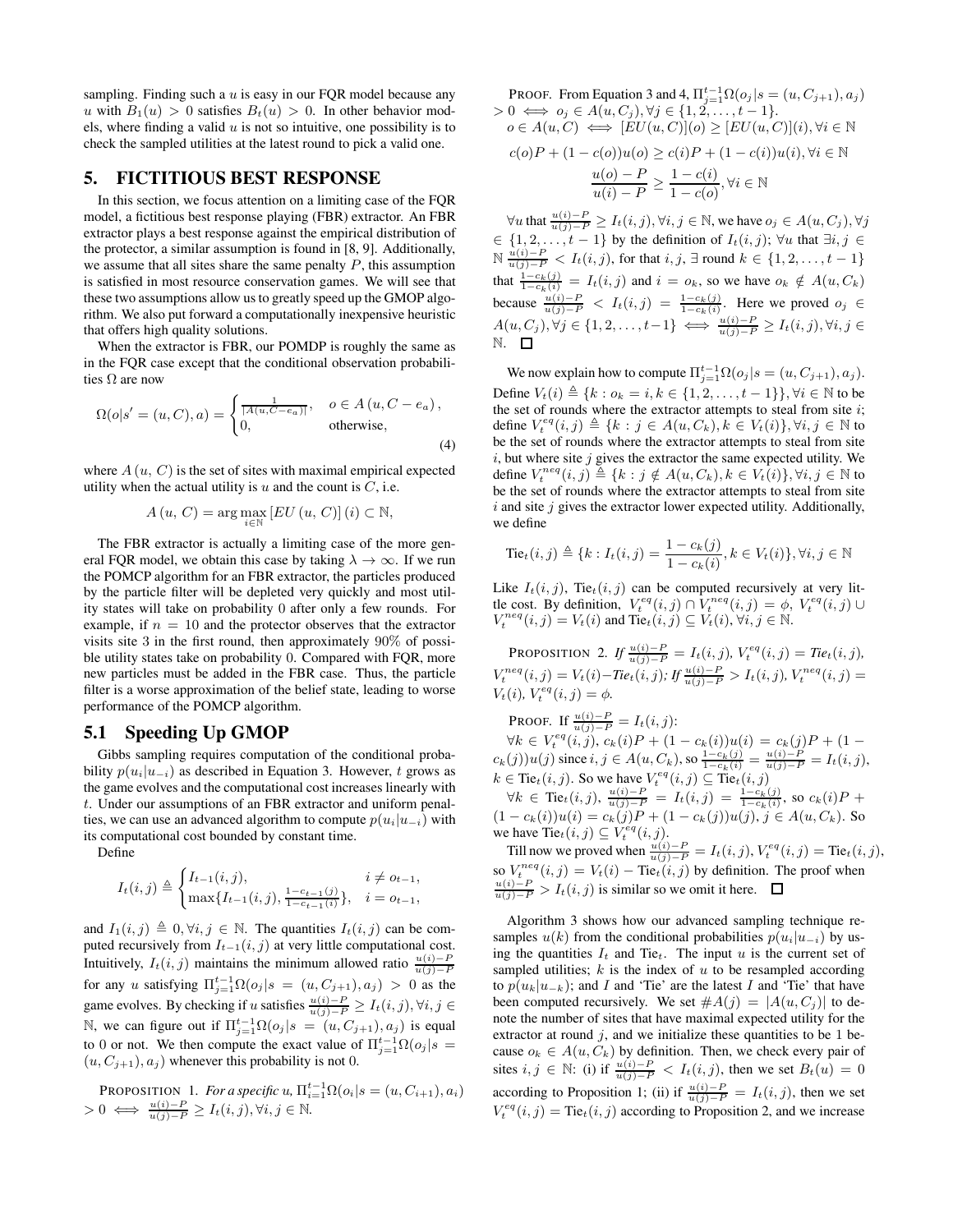sampling. Finding such a $u$ is easy in our FQR model because any $u$ with $B_1(u) > 0$ satisfies $B_t(u) > 0$. In other behavior models, where finding a valid $u$ is not so intuitive, one possibility is to check the sampled utilities at the latest round to pick a valid one.

## 5. FICTITIOUS BEST RESPONSE

In this section, we focus attention on a limiting case of the FQR model, a fictitious best response playing (FBR) extractor. An FBR extractor plays a best response against the empirical distribution of the protector, a similar assumption is found in [8, 9]. Additionally, we assume that all sites share the same penalty $P$, this assumption is satisfied in most resource conservation games. We will see that these two assumptions allow us to greatly speed up the GMOP algorithm. We also put forward a computationally inexpensive heuristic that offers high quality solutions.

We now explain how to compute $\Pi_{j=1}^{t-1}\Omega(o_j|s = (u, C_{j+1}), a_j)$. Define $V_t(i) \triangleq \{k : o_k = i, k \in \{1, 2, \ldots, t-1\}\}, \forall i \in \mathbb{N}$ to be the set of rounds where the extractor attempts to steal from site $i$; define $V_t^{eq}(i, j) \triangleq \{k : j \in A(u, C_k), k \in V_t(i)\}, \forall i, j \in \mathbb{N}$ to be the set of rounds where the extractor attempts to steal from site $i$, but where site $j$ gives the extractor the same expected utility. We define $V_t^{neq}(i, j) \triangleq \{k : j \notin A(u, C_k), k \in V_t(i)\}, \forall i, j \in \mathbb{N}$ to be the set of rounds where the extractor attempts to steal from site $i$ and site $j$ gives the extractor lower expected utility. Additionally, we define

Except that the conditional observation probabilities $\Omega$ are now

$$\Omega(o|s' = (u, C), a) = \begin{cases} \frac{1}{|A(u, C-e_a)|}, & o \in A\left(u, C - e_a\right), \\ 0, & \text{otherwise}, \end{cases} \tag{4}$$

where $A\left(u,\, C\right)$ is the set of sites with maximal empirical expected utility when the actual utility is $u$ and the count is $C$, i.e.

$$A\left(u,\, C\right) = \arg\max_{i \in \mathbb{N}} \left[EU\left(u,\, C\right)\right](i) \subset \mathbb{N},$$

The FBR extractor is actually a limiting case of the more general FQR model, we obtain this case by taking $\lambda \to \infty$. If we run the POMCP algorithm for an FBR extractor, the particles produced by the particle filter will be depleted very quickly and most utility states will take on probability 0 after only a few rounds. For example, if $n = 10$ and the protector observes that the extractor visits site 3 in the first round, then approximately 90% of possible utility states take on probability 0. Compared with FQR, more new particles must be added in the FBR case. Thus, the particle filter is a worse approximation of the belief state, leading to worse performance of the POMCP algorithm.

### 5.1 Speeding Up GMOP

Gibbs sampling requires computation of the conditional probability $p(u_i|u_{-i})$ as described in Equation 3. However, $t$ grows as the game evolves and the computational cost increases linearly with $t$. Under our assumptions of an FBR extractor and uniform penalties, we can use an advanced algorithm to compute $p(u_i|u_{-i})$ with its computational cost bounded by constant time.

Define

$$I_t(i,j) \triangleq \begin{cases} I_{t-1}(i,j), & i \neq o_{t-1}, \\ \max\{I_{t-1}(i,j), \frac{1-c_{t-1}(j)}{1-c_{t-1}(i)}\}, & i = o_{t-1}, \end{cases}$$

and $I_1(i, j) \triangleq 0, \forall i, j \in \mathbb{N}$. The quantities $I_t(i, j)$ can be computed recursively from $I_{t-1}(i, j)$ at very little computational cost. Intuitively, $I_t(i, j)$ maintains the minimum allowed ratio $\frac{u(i)-P}{u(j)-P}$ for any $u$ satisfying $\Pi_{j=1}^{t-1}\Omega(o_j|s = (u, C_{j+1}), a_j) > 0$ as the game evolves. By checking if $u$ satisfies $\frac{u(i)-P}{u(j)-P} \geq I_t(i, j), \forall i, j \in \mathbb{N}$, we can figure out if $\Pi_{j=1}^{t-1}\Omega(o_j|s = (u, C_{j+1}), a_j)$ is equal to 0 or not. We then compute the exact value of $\Pi_{j=1}^{t-1}\Omega(o_j|s = (u, C_{j+1}), a_j)$ whenever this probability is not 0.

PROPOSITION 1. *For a specific $u$, $\Pi_{i=1}^{t-1}\Omega(o_i|s = (u, C_{i+1}), a_i) > 0 \iff \frac{u(i)-P}{u(j)-P} \geq I_t(i, j), \forall i, j \in \mathbb{N}$.*

PROOF. From Equation 3 and 4, $\Pi_{j=1}^{t-1}\Omega(o_j|s = (u, C_{j+1}), a_j) > 0 \iff o_j \in A(u, C_j), \forall j \in \{1, 2, \ldots, t-1\}$.

$$o \in A(u, C) \iff [EU(u, C)](o) \geq [EU(u, C)](i), \forall i \in \mathbb{N}$$

$$c(o)P + (1 - c(o))u(o) \geq c(i)P + (1 - c(i))u(i), \forall i \in \mathbb{N}$$

$$\frac{u(o) - P}{u(i) - P} \geq \frac{1 - c(i)}{1 - c(o)}, \forall i \in \mathbb{N}$$

$\forall u$ that $\frac{u(i)-P}{u(j)-P} \geq I_t(i, j), \forall i, j \in \mathbb{N}$, we have $o_j \in A(u, C_j), \forall j \in \{1, 2, \ldots, t-1\}$ by the definition of $I_t(i, j)$; $\forall u$ that $\exists i, j \in \mathbb{N}$ $\frac{u(i)-P}{u(j)-P} < I_t(i, j)$, for that $i, j$, $\exists$ round $k \in \{1, 2, \ldots, t-1\}$ that $\frac{1-c_k(j)}{1-c_k(i)} = I_t(i, j)$ and $i = o_k$, so we have $o_k \notin A(u, C_k)$ because $\frac{u(i)-P}{u(j)-P} < I_t(i, j) = \frac{1-c_k(j)}{1-c_k(i)}$. Here we proved $o_j \in A(u, C_j), \forall j \in \{1, 2, \ldots, t-1\} \iff \frac{u(i)-P}{u(j)-P} \geq I_t(i, j), \forall i, j \in \mathbb{N}$. □

$$\text{Tie}_t(i, j) \triangleq \{k : I_t(i, j) = \frac{1 - c_k(j)}{1 - c_k(i)}, k \in V_t(i)\}, \forall i, j \in \mathbb{N}$$

Like $I_t(i, j)$, $\text{Tie}_t(i, j)$ can be computed recursively at very little cost. By definition, $V_t^{eq}(i, j) \cap V_t^{neq}(i, j) = \phi$, $V_t^{eq}(i, j) \cup V_t^{neq}(i, j) = V_t(i)$ and $\text{Tie}_t(i, j) \subseteq V_t(i), \forall i, j \in \mathbb{N}$.

PROPOSITION 2. *If $\frac{u(i)-P}{u(j)-P} = I_t(i, j)$, $V_t^{eq}(i, j) = \text{Tie}_t(i, j)$, $V_t^{neq}(i, j) = V_t(i) - \text{Tie}_t(i, j)$; If $\frac{u(i)-P}{u(j)-P} > I_t(i, j)$, $V_t^{neq}(i, j) = V_t(i)$, $V_t^{eq}(i, j) = \phi$.*

PROOF. If $\frac{u(i)-P}{u(j)-P} = I_t(i, j)$:

$\forall k \in V_t^{eq}(i, j)$, $c_k(i)P + (1 - c_k(i))u(i) = c_k(j)P + (1 - c_k(j))u(j)$ since $i, j \in A(u, C_k)$, so $\frac{1-c_k(j)}{1-c_k(i)} = \frac{u(i)-P}{u(j)-P} = I_t(i, j)$, $k \in \text{Tie}_t(i, j)$. So we have $V_t^{eq}(i, j) \subseteq \text{Tie}_t(i, j)$

$\forall k \in \text{Tie}_t(i, j)$, $\frac{u(i)-P}{u(j)-P} = I_t(i, j) = \frac{1-c_k(j)}{1-c_k(i)}$, so $c_k(i)P + (1 - c_k(i))u(i) = c_k(j)P + (1 - c_k(j))u(j)$, $j \in A(u, C_k)$. So we have $\text{Tie}_t(i, j) \subseteq V_t^{eq}(i, j)$.

Till now we proved when $\frac{u(i)-P}{u(j)-P} = I_t(i, j)$, $V_t^{eq}(i, j) = \text{Tie}_t(i, j)$, so $V_t^{neq}(i, j) = V_t(i) - \text{Tie}_t(i, j)$ by definition. The proof when $\frac{u(i)-P}{u(j)-P} > I_t(i, j)$ is similar so we omit it here. □

Algorithm 3 shows how our advanced sampling technique resamples $u(k)$ from the conditional probabilities $p(u_i|u_{-i})$ by using the quantities $I_t$ and $\text{Tie}_t$. The input $u$ is the current set of sampled utilities; $k$ is the index of $u$ to be resampled according to $p(u_k|u_{-k})$; and $I$ and 'Tie' are the latest $I$ and 'Tie' that have been computed recursively. We set $\#A(j) = |A(u, C_j)|$ to denote the number of sites that have maximal expected utility for the extractor at round $j$, and we initialize these quantities to be 1 because $o_k \in A(u, C_k)$ by definition. Then, we check every pair of sites $i, j \in \mathbb{N}$: (i) if $\frac{u(i)-P}{u(j)-P} < I_t(i, j)$, then we set $B_t(u) = 0$ according to Proposition 1; (ii) if $\frac{u(i)-P}{u(j)-P} = I_t(i, j)$, then we set $V_t^{eq}(i, j) = \text{Tie}_t(i, j)$ according to Proposition 2, and we increase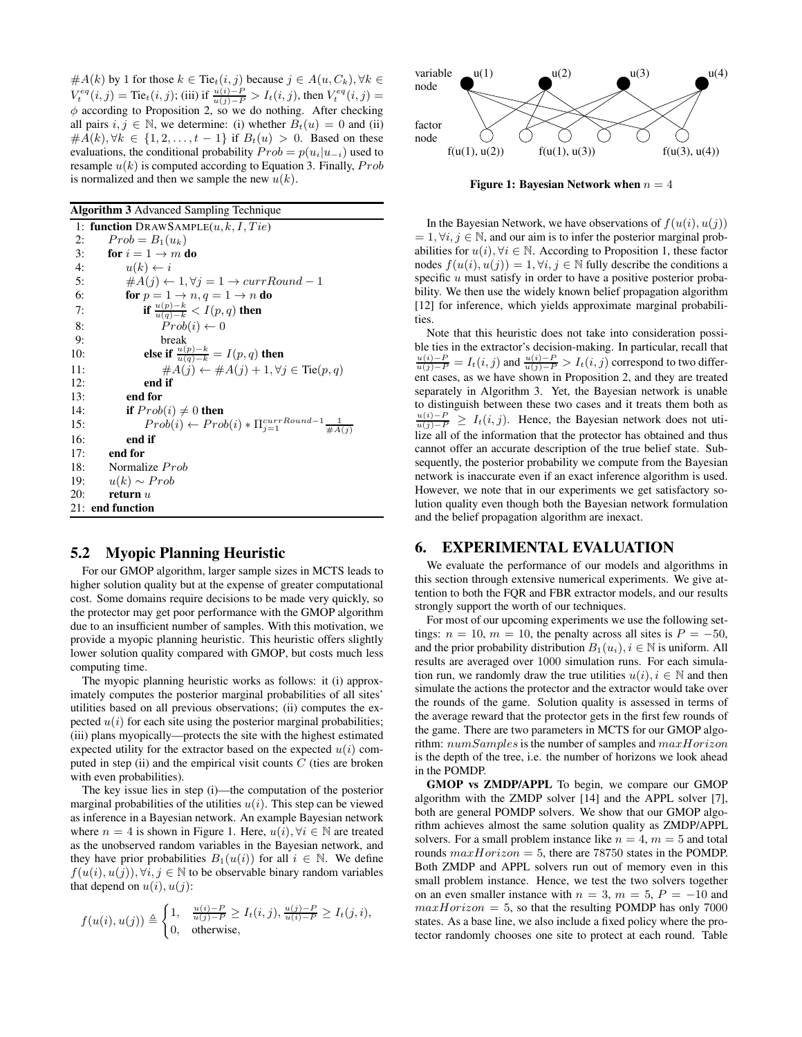$\#A(k)$ by 1 for those $k \in \text{Tie}_t(i,j)$ because $j \in A(u, C_k), \forall k \in V_t^{eq}(i,j) = \text{Tie}_t(i,j)$; (iii) if $\frac{u(i)-P}{u(j)-P} > I_t(i,j)$, then $V_t^{eq}(i,j) = \phi$ according to Proposition 2, so we do nothing. After checking all pairs $i, j \in \mathbb{N}$, we determine: (i) whether $B_t(u) = 0$ and (ii) $\#A(k), \forall k \in \{1, 2, \ldots, t-1\}$ if $B_t(u) > 0$. Based on these evaluations, the conditional probability $Prob = p(u_i | u_{-i})$ used to resample $u(k)$ is computed according to Equation 3. Finally, $Prob$ is normalized and then we sample the new $u(k)$.

**Algorithm 3** Advanced Sampling Technique

```
 1: function DRAWSAMPLE(u, k, I, Tie)
 2:     Prob = B_1(u_k)
 3:     for i = 1 → m do
 4:         u(k) ← i
 5:         #A(j) ← 1, ∀j = 1 → currRound − 1
 6:         for p = 1 → n, q = 1 → n do
 7:             if (u(p)−k)/(u(q)−k) < I(p, q) then
 8:                 Prob(i) ← 0
 9:                 break
10:             else if (u(p)−k)/(u(q)−k) = I(p, q) then
11:                 #A(j) ← #A(j) + 1, ∀j ∈ Tie(p, q)
12:             end if
13:         end for
14:         if Prob(i) ≠ 0 then
15:             Prob(i) ← Prob(i) * Π_{j=1}^{currRound−1} 1/#A(j)
16:         end if
17:     end for
18:     Normalize Prob
19:     u(k) ∼ Prob
20:     return u
21: end function
```

## 5.2 Myopic Planning Heuristic

For our GMOP algorithm, larger sample sizes in MCTS leads to higher solution quality but at the expense of greater computational cost. Some domains require decisions to be made very quickly, so the protector may get poor performance with the GMOP algorithm due to an insufficient number of samples. With this motivation, we provide a myopic planning heuristic. This heuristic offers slightly lower solution quality compared with GMOP, but costs much less computing time.

The myopic planning heuristic works as follows: it (i) approximately computes the posterior marginal probabilities of all sites' utilities based on all previous observations; (ii) computes the expected $u(i)$ for each site using the posterior marginal probabilities; (iii) plans myopically—protects the site with the highest estimated expected utility for the extractor based on the expected $u(i)$ computed in step (ii) and the empirical visit counts $C$ (ties are broken with even probabilities).

The key issue lies in step (i)—the computation of the posterior marginal probabilities of the utilities $u(i)$. This step can be viewed as inference in a Bayesian network. An example Bayesian network where $n = 4$ is shown in Figure 1. Here, $u(i), \forall i \in \mathbb{N}$ are treated as the unobserved random variables in the Bayesian network, and they have prior probabilities $B_1(u(i))$ for all $i \in \mathbb{N}$. We define $f(u(i), u(j)), \forall i, j \in \mathbb{N}$ to be observable binary random variables that depend on $u(i), u(j)$:

$$f(u(i), u(j)) \triangleq \begin{cases} 1, & \frac{u(i)-P}{u(j)-P} \geq I_t(i,j), \frac{u(j)-P}{u(i)-P} \geq I_t(j,i), \\ 0, & \text{otherwise}, \end{cases}$$

**Figure 1: Bayesian Network when $n = 4$**

In the Bayesian Network, we have observations of $f(u(i), u(j)) = 1, \forall i, j \in \mathbb{N}$, and our aim is to infer the posterior marginal probabilities for $u(i), \forall i \in \mathbb{N}$. According to Proposition 1, these factor nodes $f(u(i), u(j)) = 1, \forall i, j \in \mathbb{N}$ fully describe the conditions a specific $u$ must satisfy in order to have a positive posterior probability. We then use the widely known belief propagation algorithm [12] for inference, which yields approximate marginal probabilities.

Note that this heuristic does not take into consideration possible ties in the extractor's decision-making. In particular, recall that $\frac{u(i)-P}{u(j)-P} = I_t(i,j)$ and $\frac{u(i)-P}{u(j)-P} > I_t(i,j)$ correspond to two different cases, as we have shown in Proposition 2, and they are treated separately in Algorithm 3. Yet, the Bayesian network is unable to distinguish between these two cases and it treats them both as $\frac{u(i)-P}{u(j)-P} \geq I_t(i,j)$. Hence, the Bayesian network does not utilize all of the information that the protector has obtained and thus cannot offer an accurate description of the true belief state. Subsequently, the posterior probability we compute from the Bayesian network is inaccurate even if an exact inference algorithm is used. However, we note that in our experiments we get satisfactory solution quality even though both the Bayesian network formulation and the belief propagation algorithm are inexact.

# 6. EXPERIMENTAL EVALUATION

We evaluate the performance of our models and algorithms in this section through extensive numerical experiments. We give attention to both the FQR and FBR extractor models, and our results strongly support the worth of our techniques.

For most of our upcoming experiments we use the following settings: $n = 10$, $m = 10$, the penalty across all sites is $P = -50$, and the prior probability distribution $B_1(u_i), i \in \mathbb{N}$ is uniform. All results are averaged over 1000 simulation runs. For each simulation run, we randomly draw the true utilities $u(i), i \in \mathbb{N}$ and then simulate the actions the protector and the extractor would take over the rounds of the game. Solution quality is assessed in terms of the average reward that the protector gets in the first few rounds of the game. There are two parameters in MCTS for our GMOP algorithm: $numSamples$ is the number of samples and $maxHorizon$ is the depth of the tree, i.e. the number of horizons we look ahead in the POMDP.

**GMOP vs ZMDP/APPL** To begin, we compare our GMOP algorithm with the ZMDP solver [14] and the APPL solver [7], both are general POMDP solvers. We show that our GMOP algorithm achieves almost the same solution quality as ZMDP/APPL solvers. For a small problem instance like $n = 4$, $m = 5$ and total rounds $maxHorizon = 5$, there are 78750 states in the POMDP. Both ZMDP and APPL solvers run out of memory even in this small problem instance. Hence, we test the two solvers together on an even smaller instance with $n = 3$, $m = 5$, $P = -10$ and $maxHorizon = 5$, so that the resulting POMDP has only 7000 states. As a base line, we also include a fixed policy where the protector randomly chooses one site to protect at each round. Table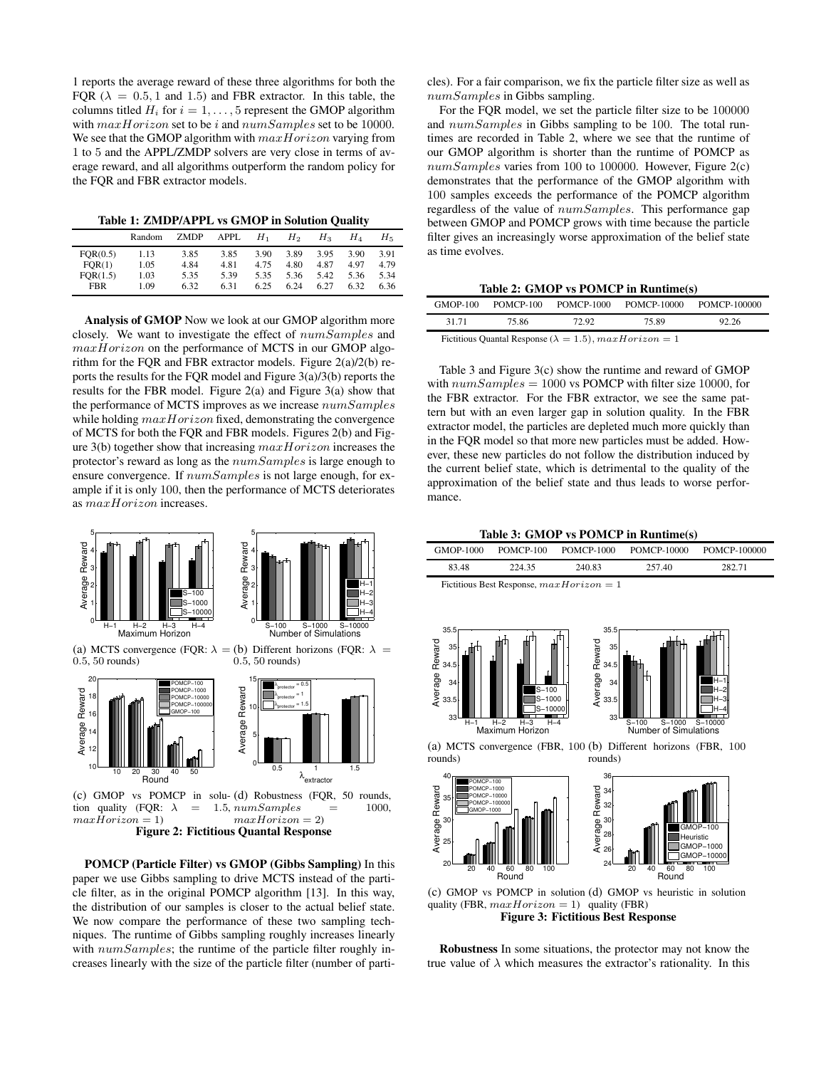1 reports the average reward of these three algorithms for both the FQR ($\lambda = 0.5, 1$ and $1.5$) and FBR extractor. In this table, the columns titled $H_i$ for $i = 1, \ldots, 5$ represent the GMOP algorithm with $maxHorizon$ set to be $i$ and $numSamples$ set to be 10000. We see that the GMOP algorithm with $maxHorizon$ varying from 1 to 5 and the APPL/ZMDP solvers are very close in terms of average reward, and all algorithms outperform the random policy for the FQR and FBR extractor models.

**Table 1: ZMDP/APPL vs GMOP in Solution Quality**

| | Random | ZMDP | APPL | $H_1$ | $H_2$ | $H_3$ | $H_4$ | $H_5$ |
|---|---|---|---|---|---|---|---|---|
| FQR(0.5) | 1.13 | 3.85 | 3.85 | 3.90 | 3.89 | 3.95 | 3.90 | 3.91 |
| FQR(1) | 1.05 | 4.84 | 4.81 | 4.75 | 4.80 | 4.87 | 4.97 | 4.79 |
| FQR(1.5) | 1.03 | 5.35 | 5.39 | 5.35 | 5.36 | 5.42 | 5.36 | 5.34 |
| FBR | 1.09 | 6.32 | 6.31 | 6.25 | 6.24 | 6.27 | 6.32 | 6.36 |

**Analysis of GMOP** Now we look at our GMOP algorithm more closely. We want to investigate the effect of $numSamples$ and $maxHorizon$ on the performance of MCTS in our GMOP algorithm for the FQR and FBR extractor models. Figure 2(a)/2(b) reports the results for the FQR model and Figure 3(a)/3(b) reports the results for the FBR model. Figure 2(a) and Figure 3(a) show that the performance of MCTS improves as we increase $numSamples$ while holding $maxHorizon$ fixed, demonstrating the convergence of MCTS for both the FQR and FBR models. Figures 2(b) and Figure 3(b) together show that increasing $maxHorizon$ increases the protector's reward as long as the $numSamples$ is large enough to ensure convergence. If $numSamples$ is not large enough, for example if it is only 100, then the performance of MCTS deteriorates as $maxHorizon$ increases.

(a) MCTS convergence (FQR: $\lambda = 0.5$, 50 rounds)

(b) Different horizons (FQR: $\lambda = 0.5$, 50 rounds)

(c) GMOP vs POMCP in solution quality (FQR: $\lambda = 1.5$, $maxHorizon = 1$)

(d) Robustness (FQR, 50 rounds, $numSamples = 1000$, $maxHorizon = 2$)

**Figure 2: Fictitious Quantal Response**

**POMCP (Particle Filter) vs GMOP (Gibbs Sampling)** In this paper we use Gibbs sampling to drive MCTS instead of the particle filter, as in the original POMCP algorithm [13]. In this way, the distribution of our samples is closer to the actual belief state. We now compare the performance of these two sampling techniques. The runtime of Gibbs sampling roughly increases linearly with $numSamples$; the runtime of the particle filter roughly increases linearly with the size of the particle filter (number of particles). For a fair comparison, we fix the particle filter size as well as $numSamples$ in Gibbs sampling.

For the FQR model, we set the particle filter size to be 100000 and $numSamples$ in Gibbs sampling to be 100. The total runtimes are recorded in Table 2, where we see that the runtime of our GMOP algorithm is shorter than the runtime of POMCP as $numSamples$ varies from 100 to 100000. However, Figure 2(c) demonstrates that the performance of the GMOP algorithm with 100 samples exceeds the performance of the POMCP algorithm regardless of the value of $numSamples$. This performance gap between GMOP and POMCP grows with time because the particle filter gives an increasingly worse approximation of the belief state as time evolves.

**Table 2: GMOP vs POMCP in Runtime(s)**

| GMOP-100 | POMCP-100 | POMCP-1000 | POMCP-10000 | POMCP-100000 |
|---|---|---|---|---|
| 31.71 | 75.86 | 72.92 | 75.89 | 92.26 |

Fictitious Quantal Response ($\lambda = 1.5$), $maxHorizon = 1$

Table 3 and Figure 3(c) show the runtime and reward of GMOP with $numSamples = 1000$ vs POMCP with filter size 10000, for the FBR extractor. For the FBR extractor, we see the same pattern but with an even larger gap in solution quality. In the FBR extractor model, the particles are depleted much more quickly than in the FQR model so that more new particles must be added. However, these new particles do not follow the distribution induced by the current belief state, which is detrimental to the quality of the approximation of the belief state and thus leads to worse performance.

**Table 3: GMOP vs POMCP in Runtime(s)**

| GMOP-1000 | POMCP-100 | POMCP-1000 | POMCP-10000 | POMCP-100000 |
|---|---|---|---|---|
| 83.48 | 224.35 | 240.83 | 257.40 | 282.71 |

Fictitious Best Response, $maxHorizon = 1$

(a) MCTS convergence (FBR, 100 rounds)

(b) Different horizons (FBR, 100 rounds)

(c) GMOP vs POMCP in solution quality (FBR, $maxHorizon = 1$)

(d) GMOP vs heuristic in solution quality (FBR)

**Figure 3: Fictitious Best Response**

**Robustness** In some situations, the protector may not know the true value of $\lambda$ which measures the extractor's rationality. In this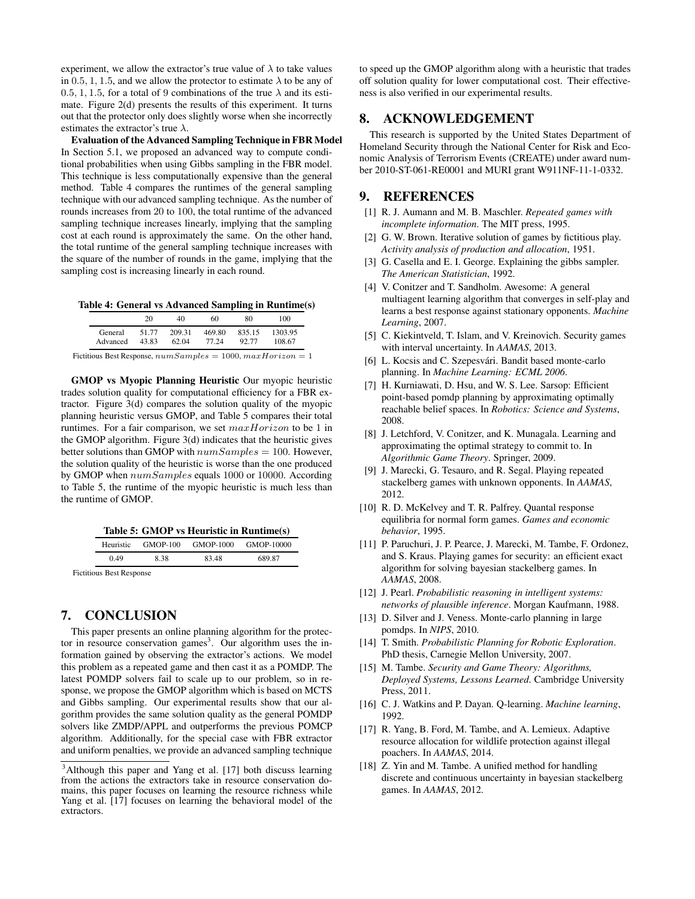experiment, we allow the extractor's true value of $\lambda$ to take values in 0.5, 1, 1.5, and we allow the protector to estimate $\lambda$ to be any of 0.5, 1, 1.5, for a total of 9 combinations of the true $\lambda$ and its estimate. Figure 2(d) presents the results of this experiment. It turns out that the protector only does slightly worse when she incorrectly estimates the extractor's true $\lambda$.

**Evaluation of the Advanced Sampling Technique in FBR Model** In Section 5.1, we proposed an advanced way to compute conditional probabilities when using Gibbs sampling in the FBR model. This technique is less computationally expensive than the general method. Table 4 compares the runtimes of the general sampling technique with our advanced sampling technique. As the number of rounds increases from 20 to 100, the total runtime of the advanced sampling technique increases linearly, implying that the sampling cost at each round is approximately the same. On the other hand, the total runtime of the general sampling technique increases with the square of the number of rounds in the game, implying that the sampling cost is increasing linearly in each round.

**Table 4: General vs Advanced Sampling in Runtime(s)**

| | 20 | 40 | 60 | 80 | 100 |
|---|---|---|---|---|---|
| General | 51.77 | 209.31 | 469.80 | 835.15 | 1303.95 |
| Advanced | 43.83 | 62.04 | 77.24 | 92.77 | 108.67 |

Fictitious Best Response, $numSamples = 1000$, $maxHorizon = 1$

**GMOP vs Myopic Planning Heuristic** Our myopic heuristic trades solution quality for computational efficiency for a FBR extractor. Figure 3(d) compares the solution quality of the myopic planning heuristic versus GMOP, and Table 5 compares their total runtimes. For a fair comparison, we set $maxHorizon$ to be 1 in the GMOP algorithm. Figure 3(d) indicates that the heuristic gives better solutions than GMOP with $numSamples = 100$. However, the solution quality of the heuristic is worse than the one produced by GMOP when $numSamples$ equals 1000 or 10000. According to Table 5, the runtime of the myopic heuristic is much less than the runtime of GMOP.

**Table 5: GMOP vs Heuristic in Runtime(s)**

| Heuristic | GMOP-100 | GMOP-1000 | GMOP-10000 |
|---|---|---|---|
| 0.49 | 8.38 | 83.48 | 689.87 |

Fictitious Best Response

## 7. CONCLUSION

This paper presents an online planning algorithm for the protector in resource conservation games[3]. Our algorithm uses the information gained by observing the extractor's actions. We model this problem as a repeated game and then cast it as a POMDP. The latest POMDP solvers fail to scale up to our problem, so in response, we propose the GMOP algorithm which is based on MCTS and Gibbs sampling. Our experimental results show that our algorithm provides the same solution quality as the general POMDP solvers like ZMDP/APPL and outperforms the previous POMCP algorithm. Additionally, for the special case with FBR extractor and uniform penalties, we provide an advanced sampling technique to speed up the GMOP algorithm along with a heuristic that trades off solution quality for lower computational cost. Their effectiveness is also verified in our experimental results.

[3]Although this paper and Yang et al. [17] both discuss learning from the actions the extractors take in resource conservation domains, this paper focuses on learning the resource richness while Yang et al. [17] focuses on learning the behavioral model of the extractors.

## 8. ACKNOWLEDGEMENT

This research is supported by the United States Department of Homeland Security through the National Center for Risk and Economic Analysis of Terrorism Events (CREATE) under award number 2010-ST-061-RE0001 and MURI grant W911NF-11-1-0332.

## 9. REFERENCES

[1] R. J. Aumann and M. B. Maschler. *Repeated games with incomplete information*. The MIT press, 1995.

[2] G. W. Brown. Iterative solution of games by fictitious play. *Activity analysis of production and allocation*, 1951.

[3] G. Casella and E. I. George. Explaining the gibbs sampler. *The American Statistician*, 1992.

[4] V. Conitzer and T. Sandholm. Awesome: A general multiagent learning algorithm that converges in self-play and learns a best response against stationary opponents. *Machine Learning*, 2007.

[5] C. Kiekintveld, T. Islam, and V. Kreinovich. Security games with interval uncertainty. In *AAMAS*, 2013.

[6] L. Kocsis and C. Szepesvári. Bandit based monte-carlo planning. In *Machine Learning: ECML 2006*.

[7] H. Kurniawati, D. Hsu, and W. S. Lee. Sarsop: Efficient point-based pomdp planning by approximating optimally reachable belief spaces. In *Robotics: Science and Systems*, 2008.

[8] J. Letchford, V. Conitzer, and K. Munagala. Learning and approximating the optimal strategy to commit to. In *Algorithmic Game Theory*. Springer, 2009.

[9] J. Marecki, G. Tesauro, and R. Segal. Playing repeated stackelberg games with unknown opponents. In *AAMAS*, 2012.

[10] R. D. McKelvey and T. R. Palfrey. Quantal response equilibria for normal form games. *Games and economic behavior*, 1995.

[11] P. Paruchuri, J. P. Pearce, J. Marecki, M. Tambe, F. Ordonez, and S. Kraus. Playing games for security: an efficient exact algorithm for solving bayesian stackelberg games. In *AAMAS*, 2008.

[12] J. Pearl. *Probabilistic reasoning in intelligent systems: networks of plausible inference*. Morgan Kaufmann, 1988.

[13] D. Silver and J. Veness. Monte-carlo planning in large pomdps. In *NIPS*, 2010.

[14] T. Smith. *Probabilistic Planning for Robotic Exploration*. PhD thesis, Carnegie Mellon University, 2007.

[15] M. Tambe. *Security and Game Theory: Algorithms, Deployed Systems, Lessons Learned*. Cambridge University Press, 2011.

[16] C. J. Watkins and P. Dayan. Q-learning. *Machine learning*, 1992.

[17] R. Yang, B. Ford, M. Tambe, and A. Lemieux. Adaptive resource allocation for wildlife protection against illegal poachers. In *AAMAS*, 2014.

[18] Z. Yin and M. Tambe. A unified method for handling discrete and continuous uncertainty in bayesian stackelberg games. In *AAMAS*, 2012.